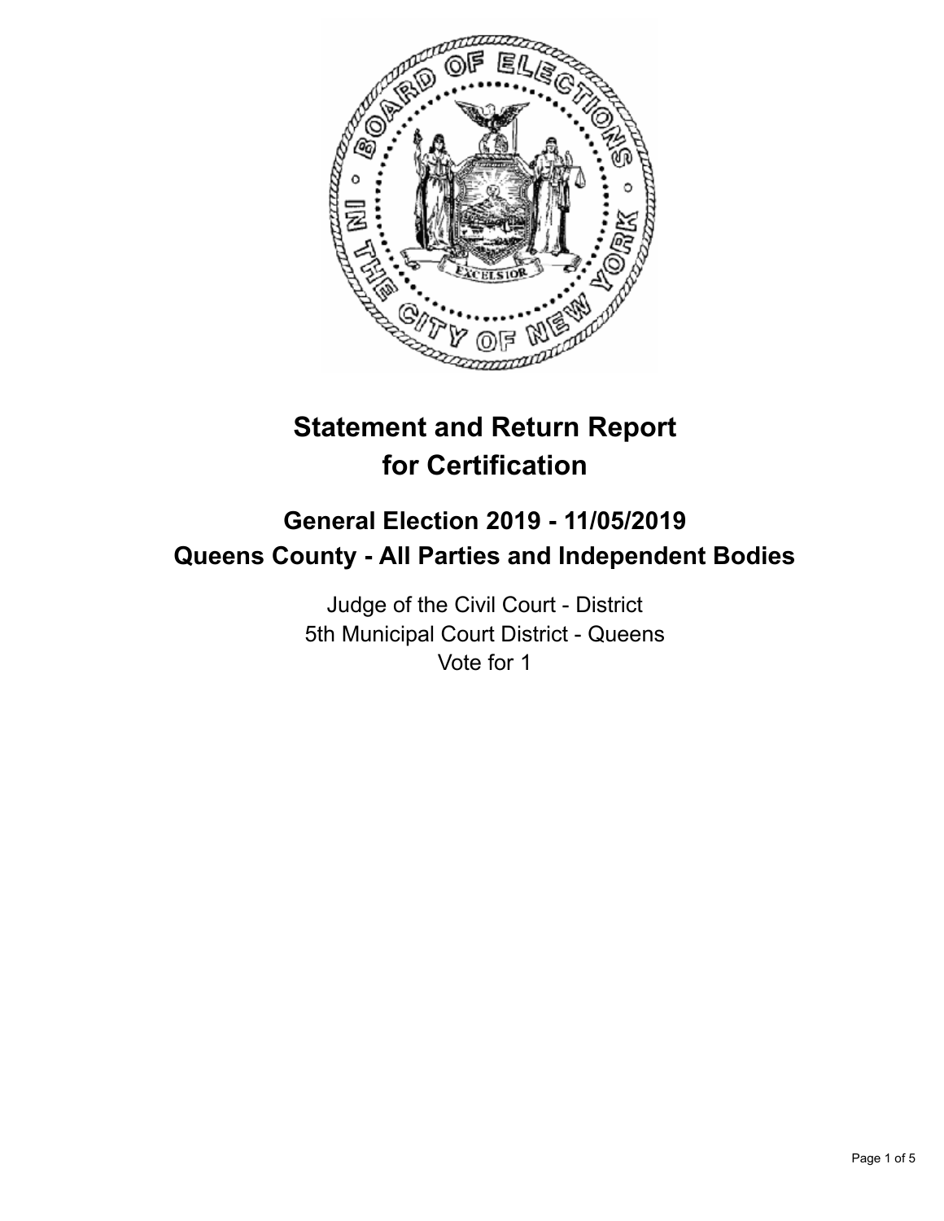# Statement and Return Report for Certification

## General Election 2019 - 11/05/2019
## Queens County - All Parties and Independent Bodies

Judge of the Civil Court - District
5th Municipal Court District - Queens
Vote for 1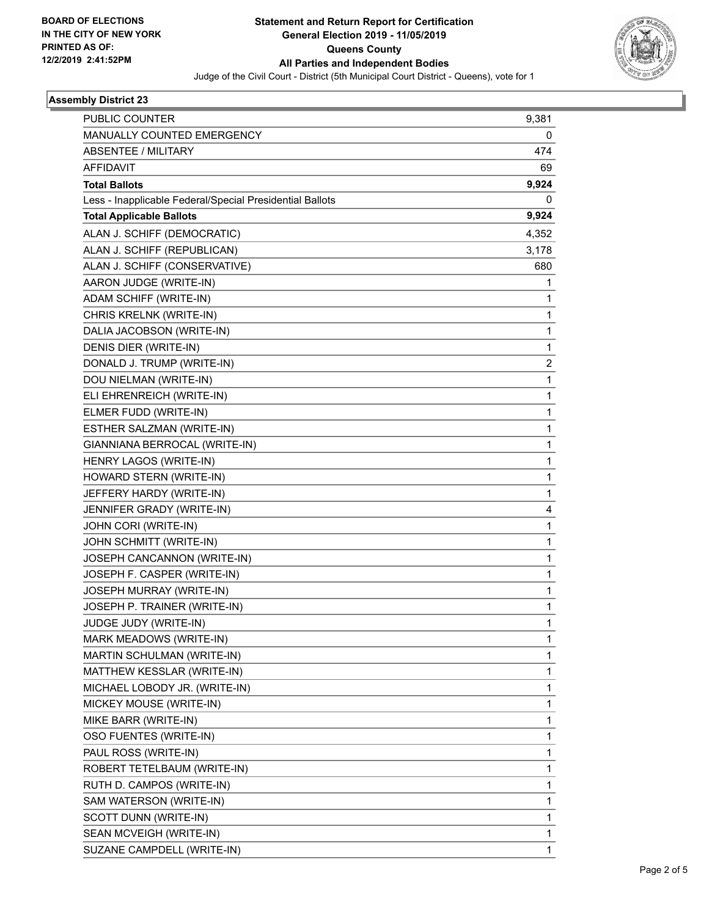**BOARD OF ELECTIONS IN THE CITY OF NEW YORK**
**PRINTED AS OF: 12/2/2019 2:41:52PM**

**Statement and Return Report for Certification**
**General Election 2019 - 11/05/2019**
**Queens County**
**All Parties and Independent Bodies**
Judge of the Civil Court - District (5th Municipal Court District - Queens), vote for 1

### Assembly District 23

| | |
|---|---|
| PUBLIC COUNTER | 9,381 |
| MANUALLY COUNTED EMERGENCY | 0 |
| ABSENTEE / MILITARY | 474 |
| AFFIDAVIT | 69 |
| **Total Ballots** | **9,924** |
| Less - Inapplicable Federal/Special Presidential Ballots | 0 |
| **Total Applicable Ballots** | **9,924** |
| ALAN J. SCHIFF (DEMOCRATIC) | 4,352 |
| ALAN J. SCHIFF (REPUBLICAN) | 3,178 |
| ALAN J. SCHIFF (CONSERVATIVE) | 680 |
| AARON JUDGE (WRITE-IN) | 1 |
| ADAM SCHIFF (WRITE-IN) | 1 |
| CHRIS KRELNK (WRITE-IN) | 1 |
| DALIA JACOBSON (WRITE-IN) | 1 |
| DENIS DIER (WRITE-IN) | 1 |
| DONALD J. TRUMP (WRITE-IN) | 2 |
| DOU NIELMAN (WRITE-IN) | 1 |
| ELI EHRENREICH (WRITE-IN) | 1 |
| ELMER FUDD (WRITE-IN) | 1 |
| ESTHER SALZMAN (WRITE-IN) | 1 |
| GIANNIANA BERROCAL (WRITE-IN) | 1 |
| HENRY LAGOS (WRITE-IN) | 1 |
| HOWARD STERN (WRITE-IN) | 1 |
| JEFFERY HARDY (WRITE-IN) | 1 |
| JENNIFER GRADY (WRITE-IN) | 4 |
| JOHN CORI (WRITE-IN) | 1 |
| JOHN SCHMITT (WRITE-IN) | 1 |
| JOSEPH CANCANNON (WRITE-IN) | 1 |
| JOSEPH F. CASPER (WRITE-IN) | 1 |
| JOSEPH MURRAY (WRITE-IN) | 1 |
| JOSEPH P. TRAINER (WRITE-IN) | 1 |
| JUDGE JUDY (WRITE-IN) | 1 |
| MARK MEADOWS (WRITE-IN) | 1 |
| MARTIN SCHULMAN (WRITE-IN) | 1 |
| MATTHEW KESSLAR (WRITE-IN) | 1 |
| MICHAEL LOBODY JR. (WRITE-IN) | 1 |
| MICKEY MOUSE (WRITE-IN) | 1 |
| MIKE BARR (WRITE-IN) | 1 |
| OSO FUENTES (WRITE-IN) | 1 |
| PAUL ROSS (WRITE-IN) | 1 |
| ROBERT TETELBAUM (WRITE-IN) | 1 |
| RUTH D. CAMPOS (WRITE-IN) | 1 |
| SAM WATERSON (WRITE-IN) | 1 |
| SCOTT DUNN (WRITE-IN) | 1 |
| SEAN MCVEIGH (WRITE-IN) | 1 |
| SUZANE CAMPDELL (WRITE-IN) | 1 |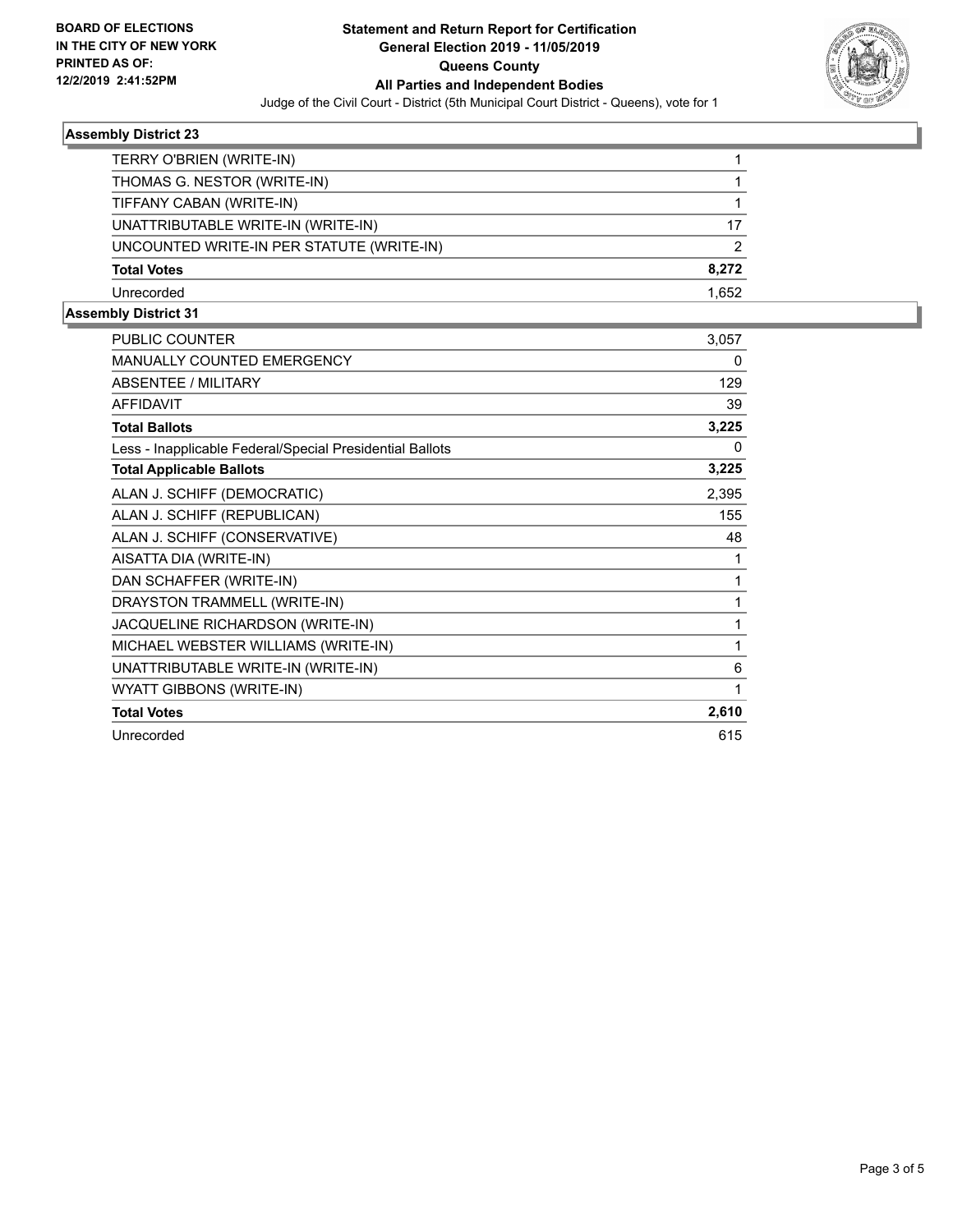BOARD OF ELECTIONS
IN THE CITY OF NEW YORK
PRINTED AS OF:
12/2/2019 2:41:52PM

**Statement and Return Report for Certification**
**General Election 2019 - 11/05/2019**
**Queens County**
**All Parties and Independent Bodies**
Judge of the Civil Court - District (5th Municipal Court District - Queens), vote for 1

### Assembly District 23

| | |
|---|---|
| TERRY O'BRIEN (WRITE-IN) | 1 |
| THOMAS G. NESTOR (WRITE-IN) | 1 |
| TIFFANY CABAN (WRITE-IN) | 1 |
| UNATTRIBUTABLE WRITE-IN (WRITE-IN) | 17 |
| UNCOUNTED WRITE-IN PER STATUTE (WRITE-IN) | 2 |
| **Total Votes** | **8,272** |
| Unrecorded | 1,652 |

### Assembly District 31

| | |
|---|---|
| PUBLIC COUNTER | 3,057 |
| MANUALLY COUNTED EMERGENCY | 0 |
| ABSENTEE / MILITARY | 129 |
| AFFIDAVIT | 39 |
| **Total Ballots** | **3,225** |
| Less - Inapplicable Federal/Special Presidential Ballots | 0 |
| **Total Applicable Ballots** | **3,225** |
| ALAN J. SCHIFF (DEMOCRATIC) | 2,395 |
| ALAN J. SCHIFF (REPUBLICAN) | 155 |
| ALAN J. SCHIFF (CONSERVATIVE) | 48 |
| AISATTA DIA (WRITE-IN) | 1 |
| DAN SCHAFFER (WRITE-IN) | 1 |
| DRAYSTON TRAMMELL (WRITE-IN) | 1 |
| JACQUELINE RICHARDSON (WRITE-IN) | 1 |
| MICHAEL WEBSTER WILLIAMS (WRITE-IN) | 1 |
| UNATTRIBUTABLE WRITE-IN (WRITE-IN) | 6 |
| WYATT GIBBONS (WRITE-IN) | 1 |
| **Total Votes** | **2,610** |
| Unrecorded | 615 |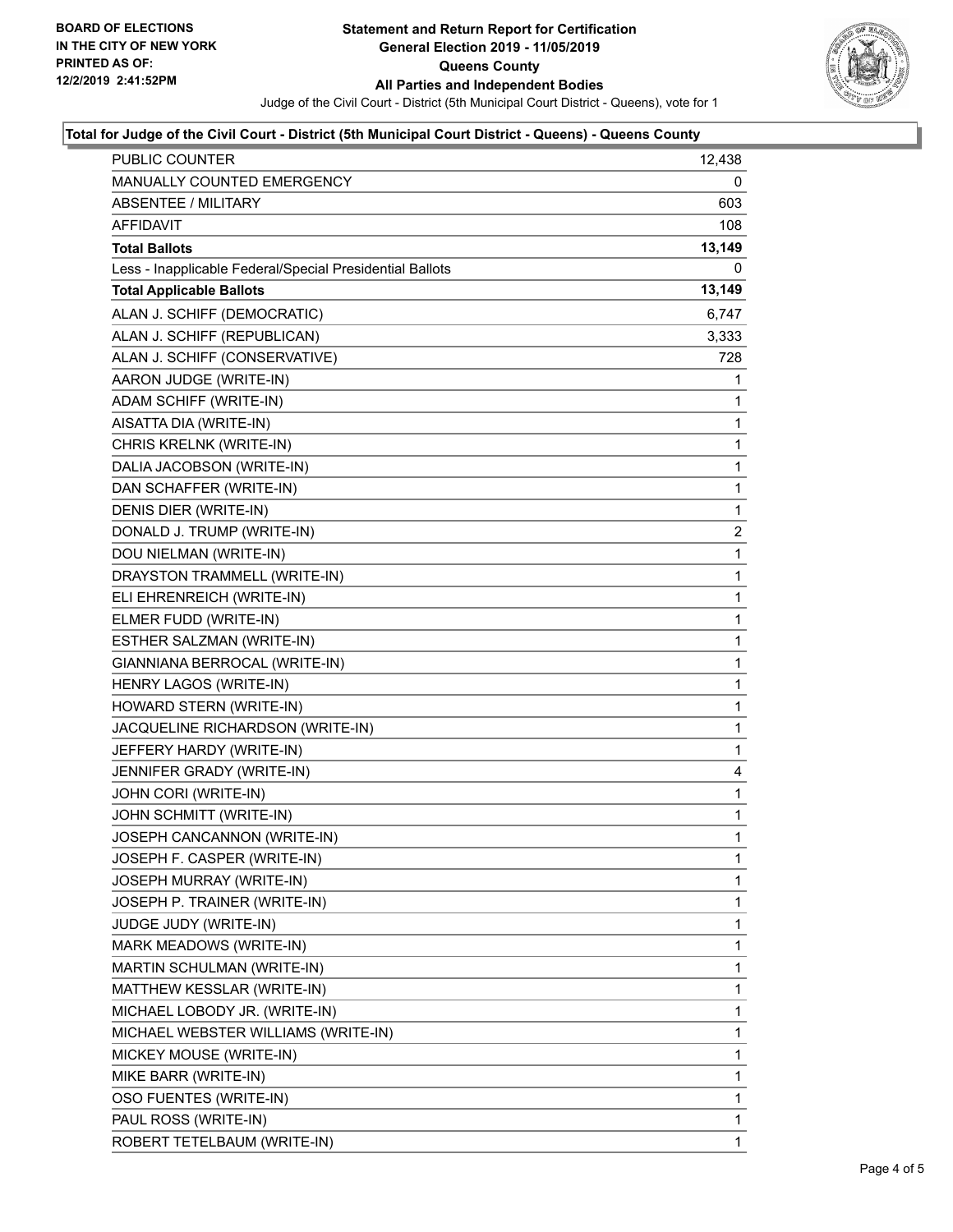BOARD OF ELECTIONS
IN THE CITY OF NEW YORK
PRINTED AS OF:
12/2/2019 2:41:52PM

**Statement and Return Report for Certification**
**General Election 2019 - 11/05/2019**
**Queens County**
**All Parties and Independent Bodies**
Judge of the Civil Court - District (5th Municipal Court District - Queens), vote for 1

**Total for Judge of the Civil Court - District (5th Municipal Court District - Queens) - Queens County**

| | |
|---|---|
| PUBLIC COUNTER | 12,438 |
| MANUALLY COUNTED EMERGENCY | 0 |
| ABSENTEE / MILITARY | 603 |
| AFFIDAVIT | 108 |
| **Total Ballots** | **13,149** |
| Less - Inapplicable Federal/Special Presidential Ballots | 0 |
| **Total Applicable Ballots** | **13,149** |
| ALAN J. SCHIFF (DEMOCRATIC) | 6,747 |
| ALAN J. SCHIFF (REPUBLICAN) | 3,333 |
| ALAN J. SCHIFF (CONSERVATIVE) | 728 |
| AARON JUDGE (WRITE-IN) | 1 |
| ADAM SCHIFF (WRITE-IN) | 1 |
| AISATTA DIA (WRITE-IN) | 1 |
| CHRIS KRELNK (WRITE-IN) | 1 |
| DALIA JACOBSON (WRITE-IN) | 1 |
| DAN SCHAFFER (WRITE-IN) | 1 |
| DENIS DIER (WRITE-IN) | 1 |
| DONALD J. TRUMP (WRITE-IN) | 2 |
| DOU NIELMAN (WRITE-IN) | 1 |
| DRAYSTON TRAMMELL (WRITE-IN) | 1 |
| ELI EHRENREICH (WRITE-IN) | 1 |
| ELMER FUDD (WRITE-IN) | 1 |
| ESTHER SALZMAN (WRITE-IN) | 1 |
| GIANNIANA BERROCAL (WRITE-IN) | 1 |
| HENRY LAGOS (WRITE-IN) | 1 |
| HOWARD STERN (WRITE-IN) | 1 |
| JACQUELINE RICHARDSON (WRITE-IN) | 1 |
| JEFFERY HARDY (WRITE-IN) | 1 |
| JENNIFER GRADY (WRITE-IN) | 4 |
| JOHN CORI (WRITE-IN) | 1 |
| JOHN SCHMITT (WRITE-IN) | 1 |
| JOSEPH CANCANNON (WRITE-IN) | 1 |
| JOSEPH F. CASPER (WRITE-IN) | 1 |
| JOSEPH MURRAY (WRITE-IN) | 1 |
| JOSEPH P. TRAINER (WRITE-IN) | 1 |
| JUDGE JUDY (WRITE-IN) | 1 |
| MARK MEADOWS (WRITE-IN) | 1 |
| MARTIN SCHULMAN (WRITE-IN) | 1 |
| MATTHEW KESSLAR (WRITE-IN) | 1 |
| MICHAEL LOBODY JR. (WRITE-IN) | 1 |
| MICHAEL WEBSTER WILLIAMS (WRITE-IN) | 1 |
| MICKEY MOUSE (WRITE-IN) | 1 |
| MIKE BARR (WRITE-IN) | 1 |
| OSO FUENTES (WRITE-IN) | 1 |
| PAUL ROSS (WRITE-IN) | 1 |
| ROBERT TETELBAUM (WRITE-IN) | 1 |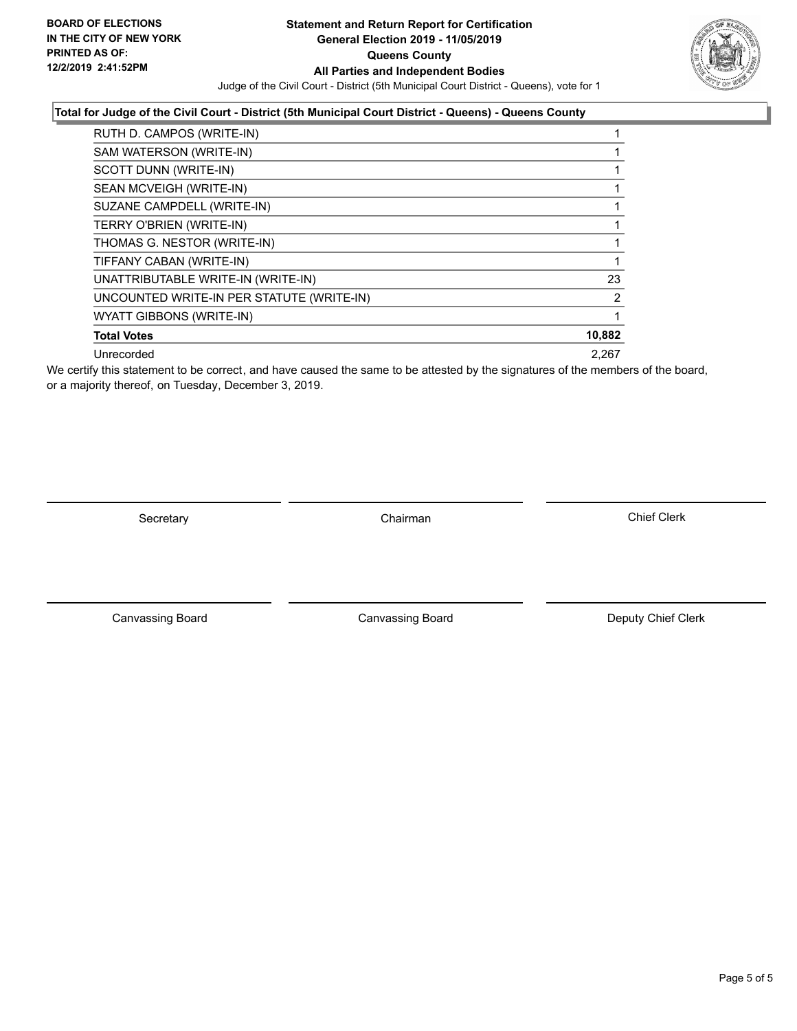**BOARD OF ELECTIONS IN THE CITY OF NEW YORK PRINTED AS OF: 12/2/2019 2:41:52PM**

**Statement and Return Report for Certification General Election 2019 - 11/05/2019 Queens County All Parties and Independent Bodies**

Judge of the Civil Court - District (5th Municipal Court District - Queens), vote for 1

**Total for Judge of the Civil Court - District (5th Municipal Court District - Queens) - Queens County**

| | |
|---|---|
| RUTH D. CAMPOS (WRITE-IN) | 1 |
| SAM WATERSON (WRITE-IN) | 1 |
| SCOTT DUNN (WRITE-IN) | 1 |
| SEAN MCVEIGH (WRITE-IN) | 1 |
| SUZANE CAMPDELL (WRITE-IN) | 1 |
| TERRY O'BRIEN (WRITE-IN) | 1 |
| THOMAS G. NESTOR (WRITE-IN) | 1 |
| TIFFANY CABAN (WRITE-IN) | 1 |
| UNATTRIBUTABLE WRITE-IN (WRITE-IN) | 23 |
| UNCOUNTED WRITE-IN PER STATUTE (WRITE-IN) | 2 |
| WYATT GIBBONS (WRITE-IN) | 1 |
| **Total Votes** | **10,882** |
| Unrecorded | 2,267 |

We certify this statement to be correct, and have caused the same to be attested by the signatures of the members of the board, or a majority thereof, on Tuesday, December 3, 2019.

Secretary

Chairman

Chief Clerk

Canvassing Board

Canvassing Board

Deputy Chief Clerk